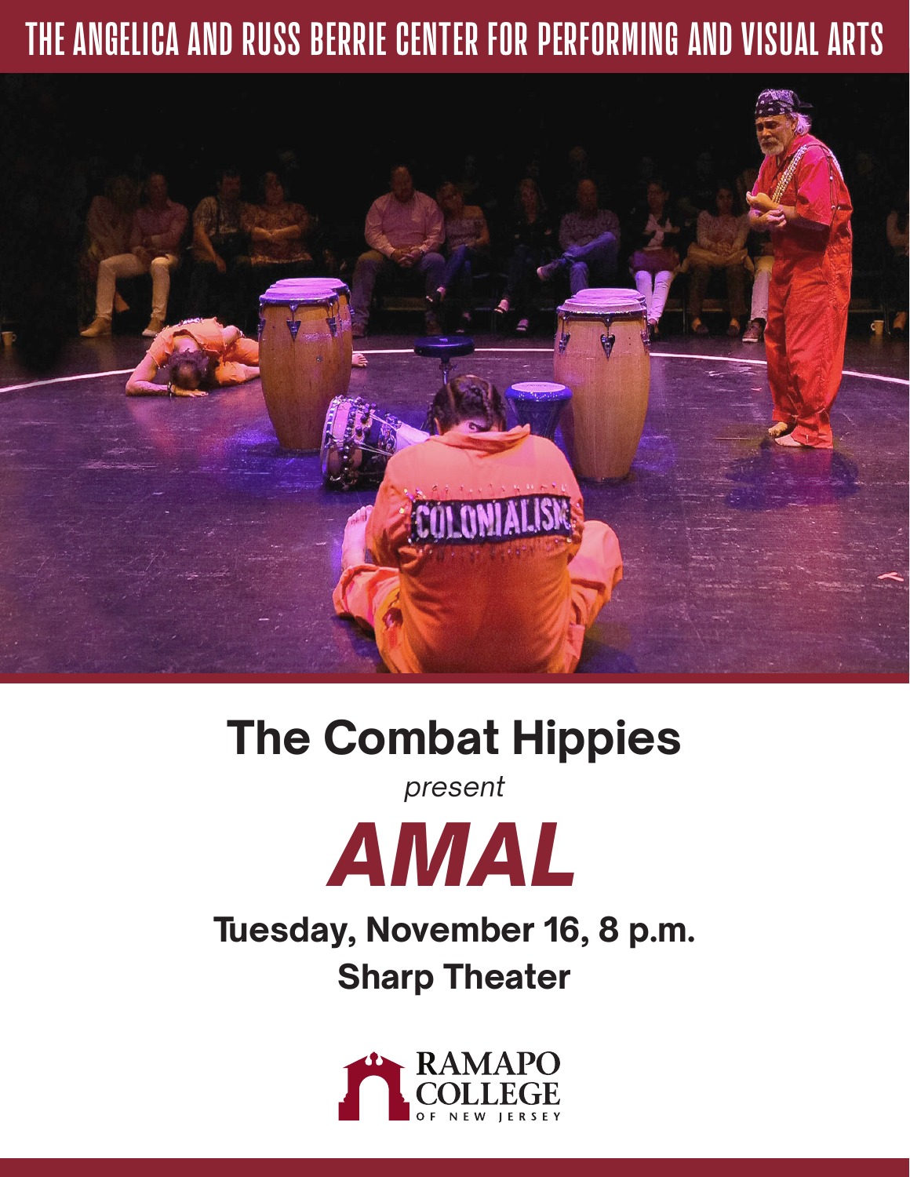THE ANGELICA AND RUSS BERRIE CENTER FOR PERFORMING AND VISUAL ARTS

# The Combat Hippies

*present*

# *AMAL*

**Tuesday, November 16, 8 p.m.**

**Sharp Theater**

RAMAPO COLLEGE OF NEW JERSEY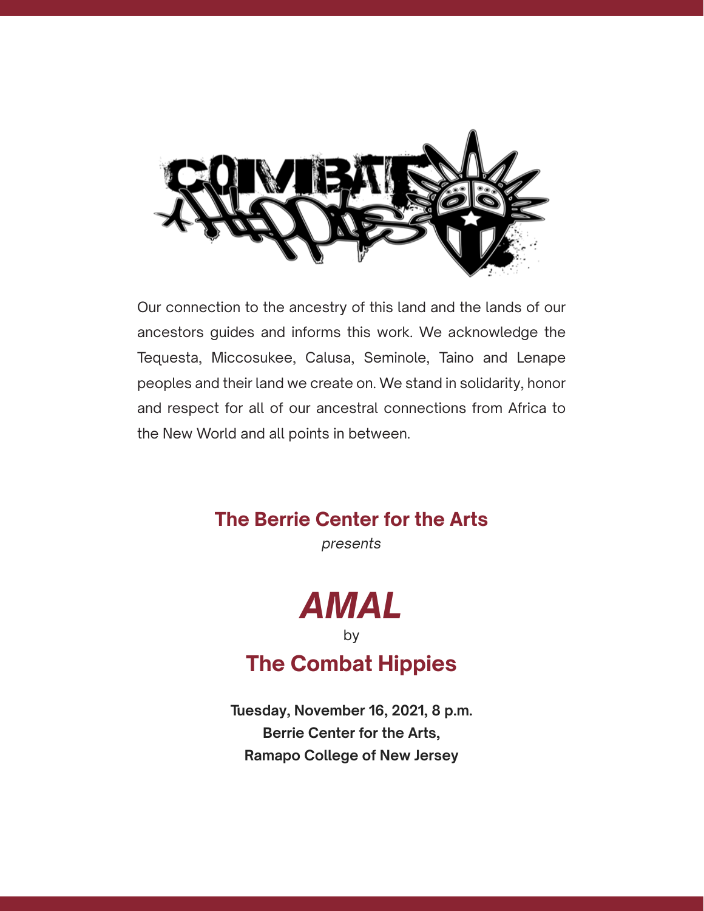Our connection to the ancestry of this land and the lands of our ancestors guides and informs this work. We acknowledge the Tequesta, Miccosukee, Calusa, Seminole, Taino and Lenape peoples and their land we create on. We stand in solidarity, honor and respect for all of our ancestral connections from Africa to the New World and all points in between.

## The Berrie Center for the Arts

*presents*

# *AMAL*

by

## The Combat Hippies

**Tuesday, November 16, 2021, 8 p.m.**
**Berrie Center for the Arts,**
**Ramapo College of New Jersey**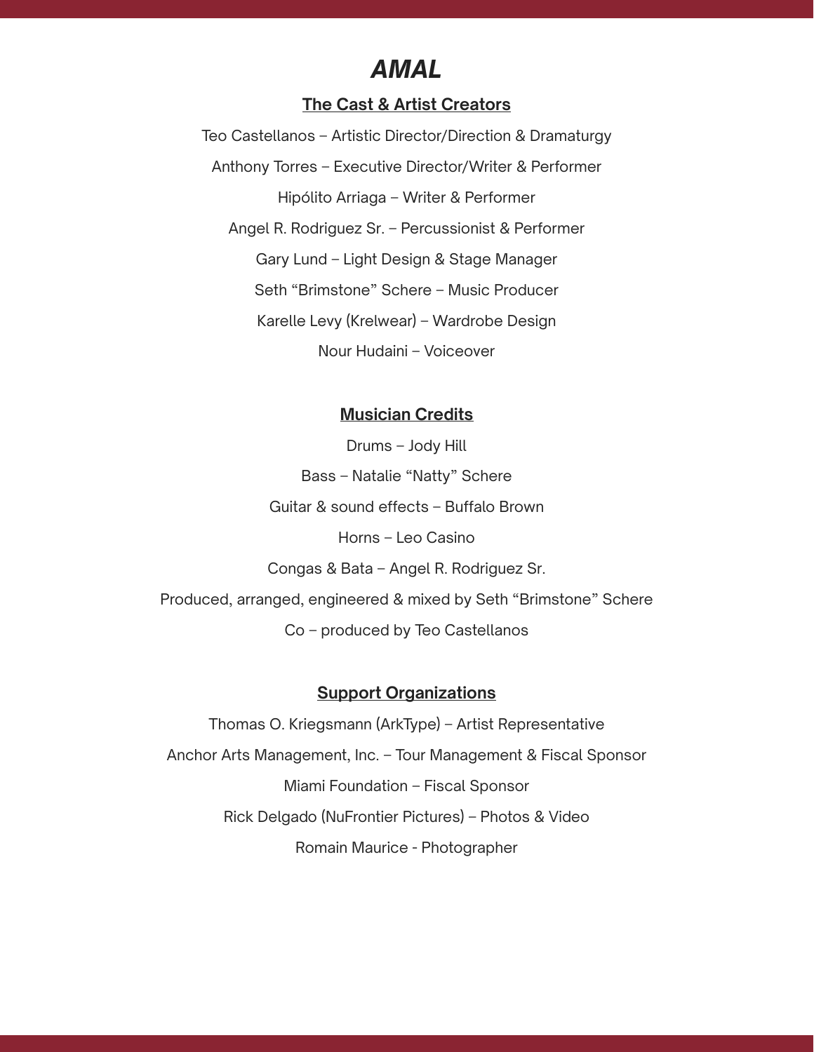# *AMAL*

## The Cast & Artist Creators

Teo Castellanos – Artistic Director/Direction & Dramaturgy

Anthony Torres – Executive Director/Writer & Performer

Hipólito Arriaga – Writer & Performer

Angel R. Rodriguez Sr. – Percussionist & Performer

Gary Lund – Light Design & Stage Manager

Seth "Brimstone" Schere – Music Producer

Karelle Levy (Krelwear) – Wardrobe Design

Nour Hudaini – Voiceover

## Musician Credits

Drums – Jody Hill

Bass – Natalie "Natty" Schere

Guitar & sound effects – Buffalo Brown

Horns – Leo Casino

Congas & Bata – Angel R. Rodriguez Sr.

Produced, arranged, engineered & mixed by Seth "Brimstone" Schere

Co – produced by Teo Castellanos

## Support Organizations

Thomas O. Kriegsmann (ArkType) – Artist Representative

Anchor Arts Management, Inc. – Tour Management & Fiscal Sponsor

Miami Foundation – Fiscal Sponsor

Rick Delgado (NuFrontier Pictures) – Photos & Video

Romain Maurice - Photographer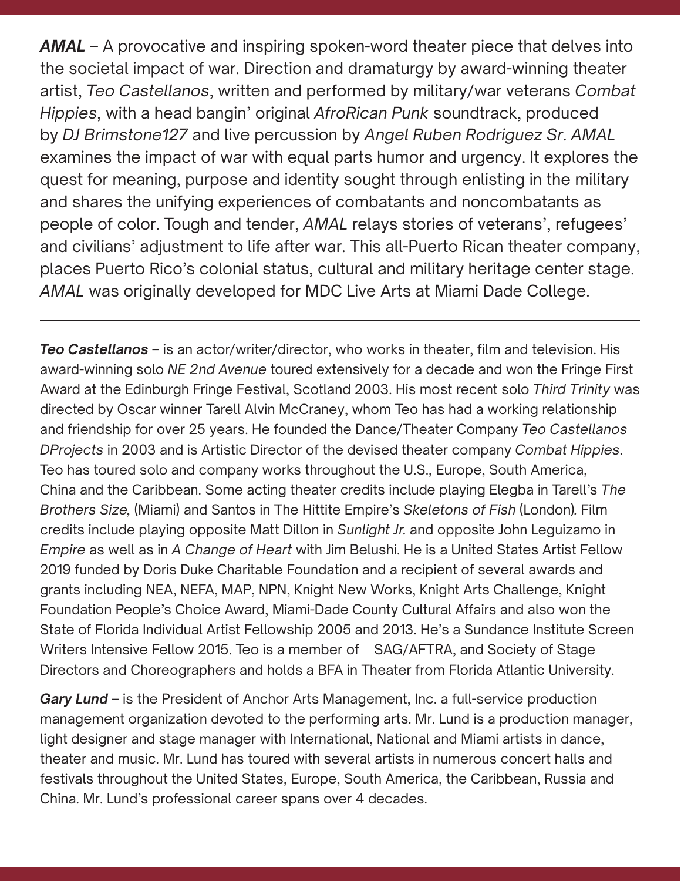***AMAL*** – A provocative and inspiring spoken-word theater piece that delves into the societal impact of war. Direction and dramaturgy by award-winning theater artist, *Teo Castellanos*, written and performed by military/war veterans *Combat Hippies*, with a head bangin' original *AfroRican Punk* soundtrack, produced by *DJ Brimstone127* and live percussion by *Angel Ruben Rodriguez Sr*. *AMAL* examines the impact of war with equal parts humor and urgency. It explores the quest for meaning, purpose and identity sought through enlisting in the military and shares the unifying experiences of combatants and noncombatants as people of color. Tough and tender, *AMAL* relays stories of veterans', refugees' and civilians' adjustment to life after war. This all-Puerto Rican theater company, places Puerto Rico's colonial status, cultural and military heritage center stage. *AMAL* was originally developed for MDC Live Arts at Miami Dade College.

---

***Teo Castellanos*** – is an actor/writer/director, who works in theater, film and television. His award-winning solo *NE 2nd Avenue* toured extensively for a decade and won the Fringe First Award at the Edinburgh Fringe Festival, Scotland 2003. His most recent solo *Third Trinity* was directed by Oscar winner Tarell Alvin McCraney, whom Teo has had a working relationship and friendship for over 25 years. He founded the Dance/Theater Company *Teo Castellanos DProjects* in 2003 and is Artistic Director of the devised theater company *Combat Hippies*. Teo has toured solo and company works throughout the U.S., Europe, South America, China and the Caribbean. Some acting theater credits include playing Elegba in Tarell's *The Brothers Size,* (Miami) and Santos in The Hittite Empire's *Skeletons of Fish* (London). Film credits include playing opposite Matt Dillon in *Sunlight Jr.* and opposite John Leguizamo in *Empire* as well as in *A Change of Heart* with Jim Belushi. He is a United States Artist Fellow 2019 funded by Doris Duke Charitable Foundation and a recipient of several awards and grants including NEA, NEFA, MAP, NPN, Knight New Works, Knight Arts Challenge, Knight Foundation People's Choice Award, Miami-Dade County Cultural Affairs and also won the State of Florida Individual Artist Fellowship 2005 and 2013. He's a Sundance Institute Screen Writers Intensive Fellow 2015. Teo is a member of SAG/AFTRA, and Society of Stage Directors and Choreographers and holds a BFA in Theater from Florida Atlantic University.

***Gary Lund*** – is the President of Anchor Arts Management, Inc. a full-service production management organization devoted to the performing arts. Mr. Lund is a production manager, light designer and stage manager with International, National and Miami artists in dance, theater and music. Mr. Lund has toured with several artists in numerous concert halls and festivals throughout the United States, Europe, South America, the Caribbean, Russia and China. Mr. Lund's professional career spans over 4 decades.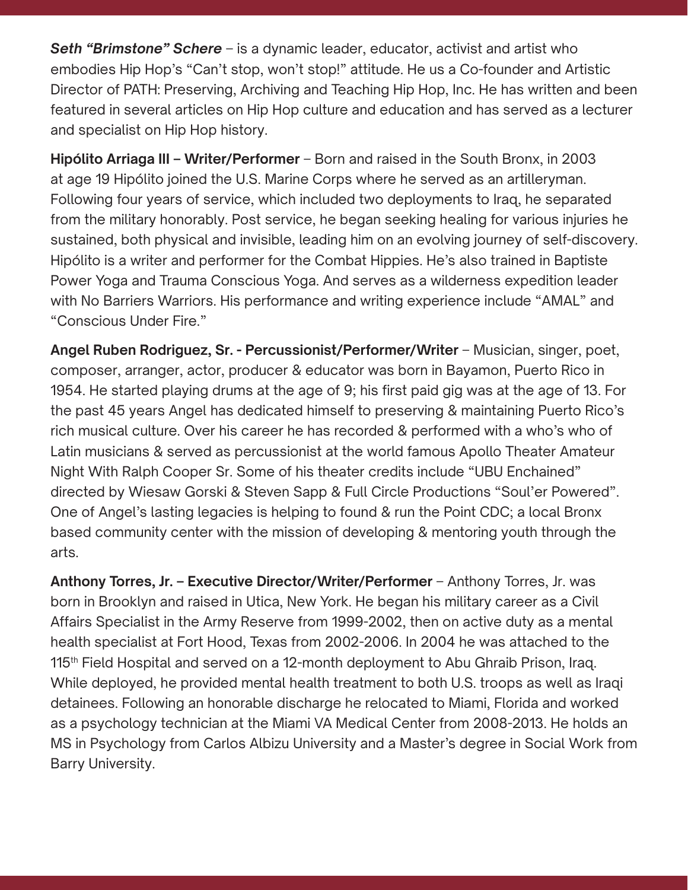***Seth "Brimstone" Schere*** – is a dynamic leader, educator, activist and artist who embodies Hip Hop's "Can't stop, won't stop!" attitude. He us a Co-founder and Artistic Director of PATH: Preserving, Archiving and Teaching Hip Hop, Inc. He has written and been featured in several articles on Hip Hop culture and education and has served as a lecturer and specialist on Hip Hop history.

**Hipólito Arriaga III – Writer/Performer** – Born and raised in the South Bronx, in 2003 at age 19 Hipólito joined the U.S. Marine Corps where he served as an artilleryman. Following four years of service, which included two deployments to Iraq, he separated from the military honorably. Post service, he began seeking healing for various injuries he sustained, both physical and invisible, leading him on an evolving journey of self-discovery. Hipólito is a writer and performer for the Combat Hippies. He's also trained in Baptiste Power Yoga and Trauma Conscious Yoga. And serves as a wilderness expedition leader with No Barriers Warriors. His performance and writing experience include "AMAL" and "Conscious Under Fire."

**Angel Ruben Rodriguez, Sr. - Percussionist/Performer/Writer** – Musician, singer, poet, composer, arranger, actor, producer & educator was born in Bayamon, Puerto Rico in 1954. He started playing drums at the age of 9; his first paid gig was at the age of 13. For the past 45 years Angel has dedicated himself to preserving & maintaining Puerto Rico's rich musical culture. Over his career he has recorded & performed with a who's who of Latin musicians & served as percussionist at the world famous Apollo Theater Amateur Night With Ralph Cooper Sr. Some of his theater credits include "UBU Enchained" directed by Wiesaw Gorski & Steven Sapp & Full Circle Productions "Soul'er Powered". One of Angel's lasting legacies is helping to found & run the Point CDC; a local Bronx based community center with the mission of developing & mentoring youth through the arts.

**Anthony Torres, Jr. – Executive Director/Writer/Performer** – Anthony Torres, Jr. was born in Brooklyn and raised in Utica, New York. He began his military career as a Civil Affairs Specialist in the Army Reserve from 1999-2002, then on active duty as a mental health specialist at Fort Hood, Texas from 2002-2006. In 2004 he was attached to the 115th Field Hospital and served on a 12-month deployment to Abu Ghraib Prison, Iraq. While deployed, he provided mental health treatment to both U.S. troops as well as Iraqi detainees. Following an honorable discharge he relocated to Miami, Florida and worked as a psychology technician at the Miami VA Medical Center from 2008-2013. He holds an MS in Psychology from Carlos Albizu University and a Master's degree in Social Work from Barry University.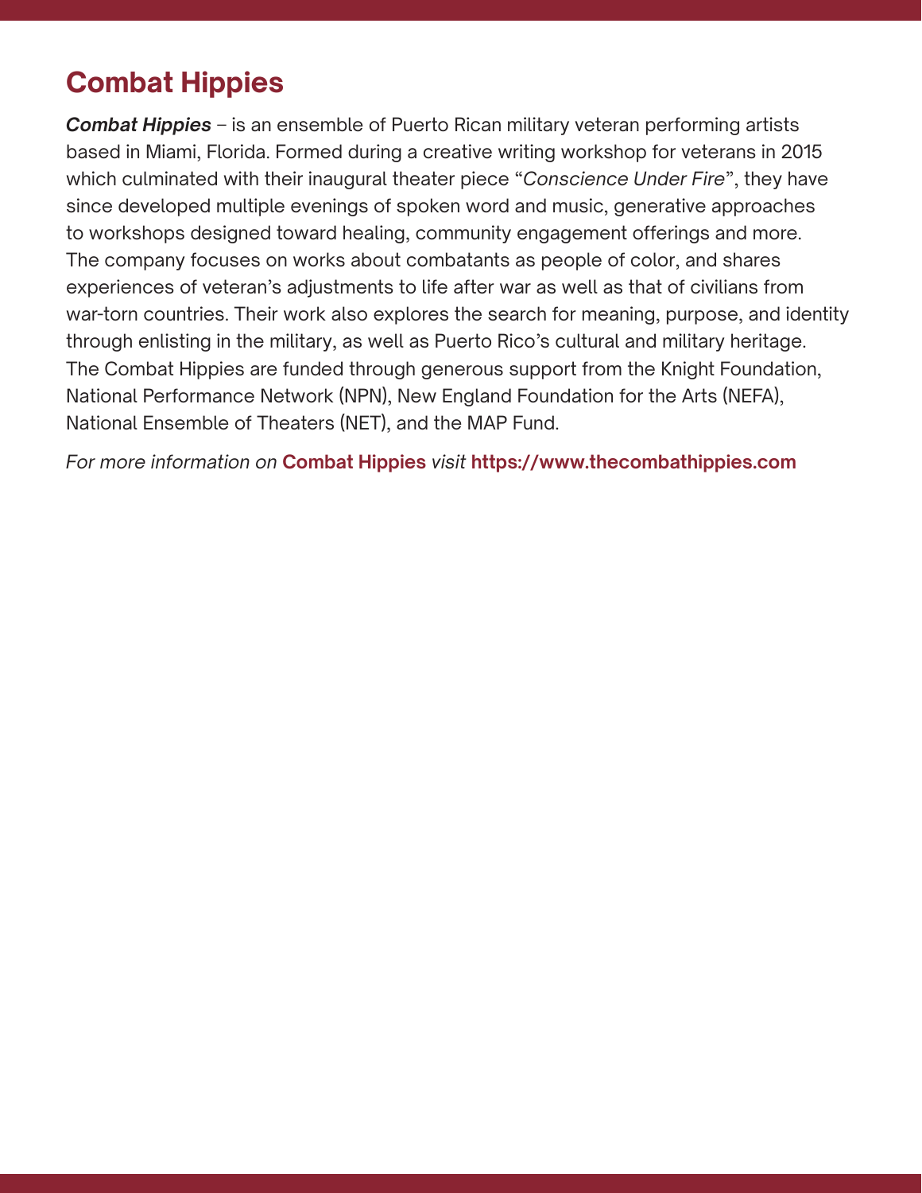## Combat Hippies

***Combat Hippies*** – is an ensemble of Puerto Rican military veteran performing artists based in Miami, Florida. Formed during a creative writing workshop for veterans in 2015 which culminated with their inaugural theater piece "*Conscience Under Fire*", they have since developed multiple evenings of spoken word and music, generative approaches to workshops designed toward healing, community engagement offerings and more. The company focuses on works about combatants as people of color, and shares experiences of veteran's adjustments to life after war as well as that of civilians from war-torn countries. Their work also explores the search for meaning, purpose, and identity through enlisting in the military, as well as Puerto Rico's cultural and military heritage. The Combat Hippies are funded through generous support from the Knight Foundation, National Performance Network (NPN), New England Foundation for the Arts (NEFA), National Ensemble of Theaters (NET), and the MAP Fund.

*For more information on* **Combat Hippies** *visit* **https://www.thecombathippies.com**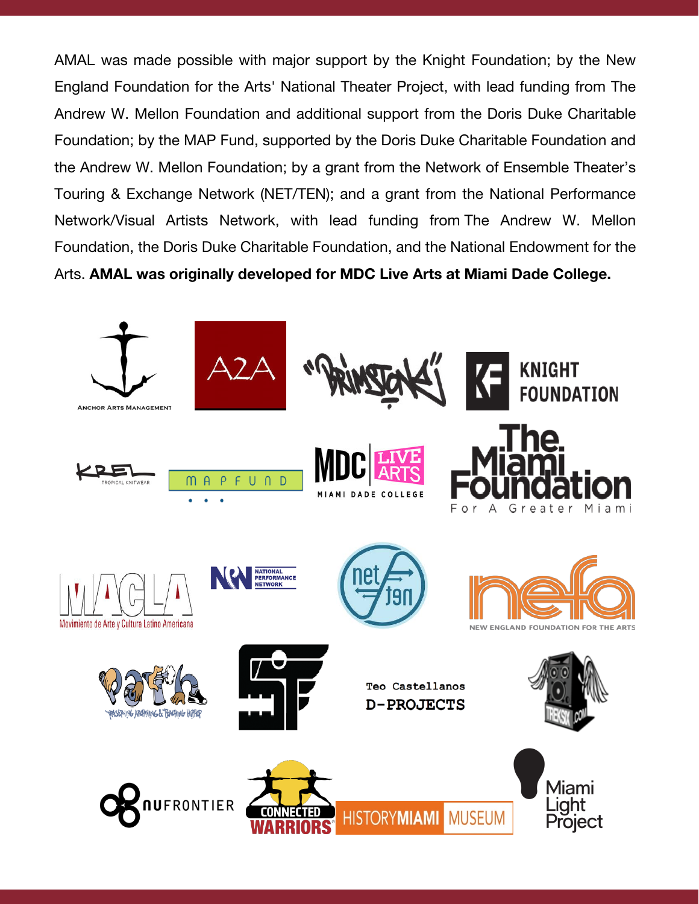AMAL was made possible with major support by the Knight Foundation; by the New England Foundation for the Arts' National Theater Project, with lead funding from The Andrew W. Mellon Foundation and additional support from the Doris Duke Charitable Foundation; by the MAP Fund, supported by the Doris Duke Charitable Foundation and the Andrew W. Mellon Foundation; by a grant from the Network of Ensemble Theater's Touring & Exchange Network (NET/TEN); and a grant from the National Performance Network/Visual Artists Network, with lead funding from The Andrew W. Mellon Foundation, the Doris Duke Charitable Foundation, and the National Endowment for the Arts. **AMAL was originally developed for MDC Live Arts at Miami Dade College.**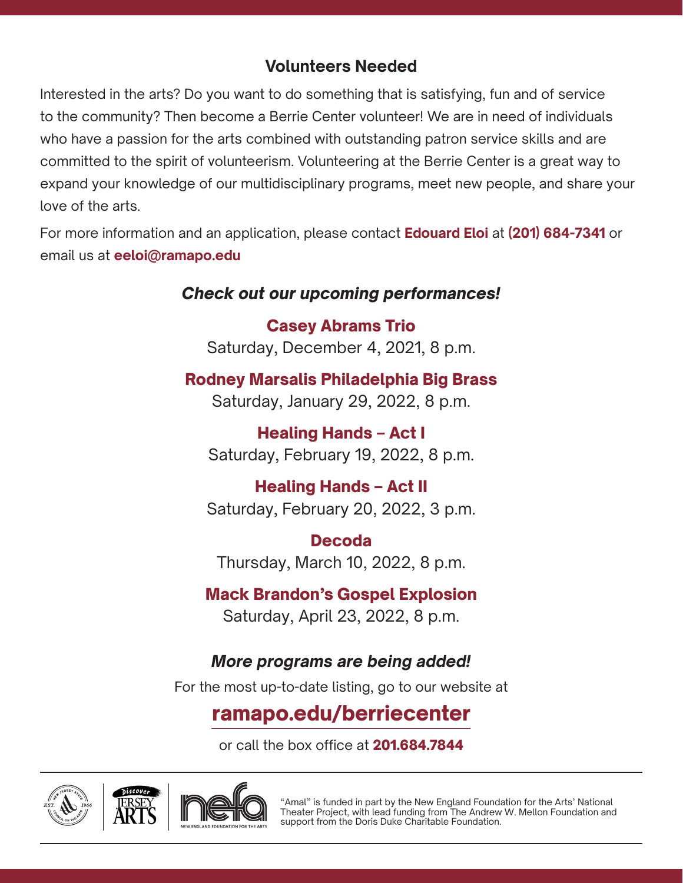## Volunteers Needed

Interested in the arts? Do you want to do something that is satisfying, fun and of service to the community? Then become a Berrie Center volunteer! We are in need of individuals who have a passion for the arts combined with outstanding patron service skills and are committed to the spirit of volunteerism. Volunteering at the Berrie Center is a great way to expand your knowledge of our multidisciplinary programs, meet new people, and share your love of the arts.

For more information and an application, please contact **Edouard Eloi** at **(201) 684-7341** or email us at **eeloi@ramapo.edu**

### *Check out our upcoming performances!*

**Casey Abrams Trio**
Saturday, December 4, 2021, 8 p.m.

**Rodney Marsalis Philadelphia Big Brass**
Saturday, January 29, 2022, 8 p.m.

**Healing Hands – Act I**
Saturday, February 19, 2022, 8 p.m.

**Healing Hands – Act II**
Saturday, February 20, 2022, 3 p.m.

**Decoda**
Thursday, March 10, 2022, 8 p.m.

**Mack Brandon's Gospel Explosion**
Saturday, April 23, 2022, 8 p.m.

### *More programs are being added!*

For the most up-to-date listing, go to our website at

**ramapo.edu/berriecenter**

or call the box office at **201.684.7844**

"Amal" is funded in part by the New England Foundation for the Arts' National Theater Project, with lead funding from The Andrew W. Mellon Foundation and support from the Doris Duke Charitable Foundation.